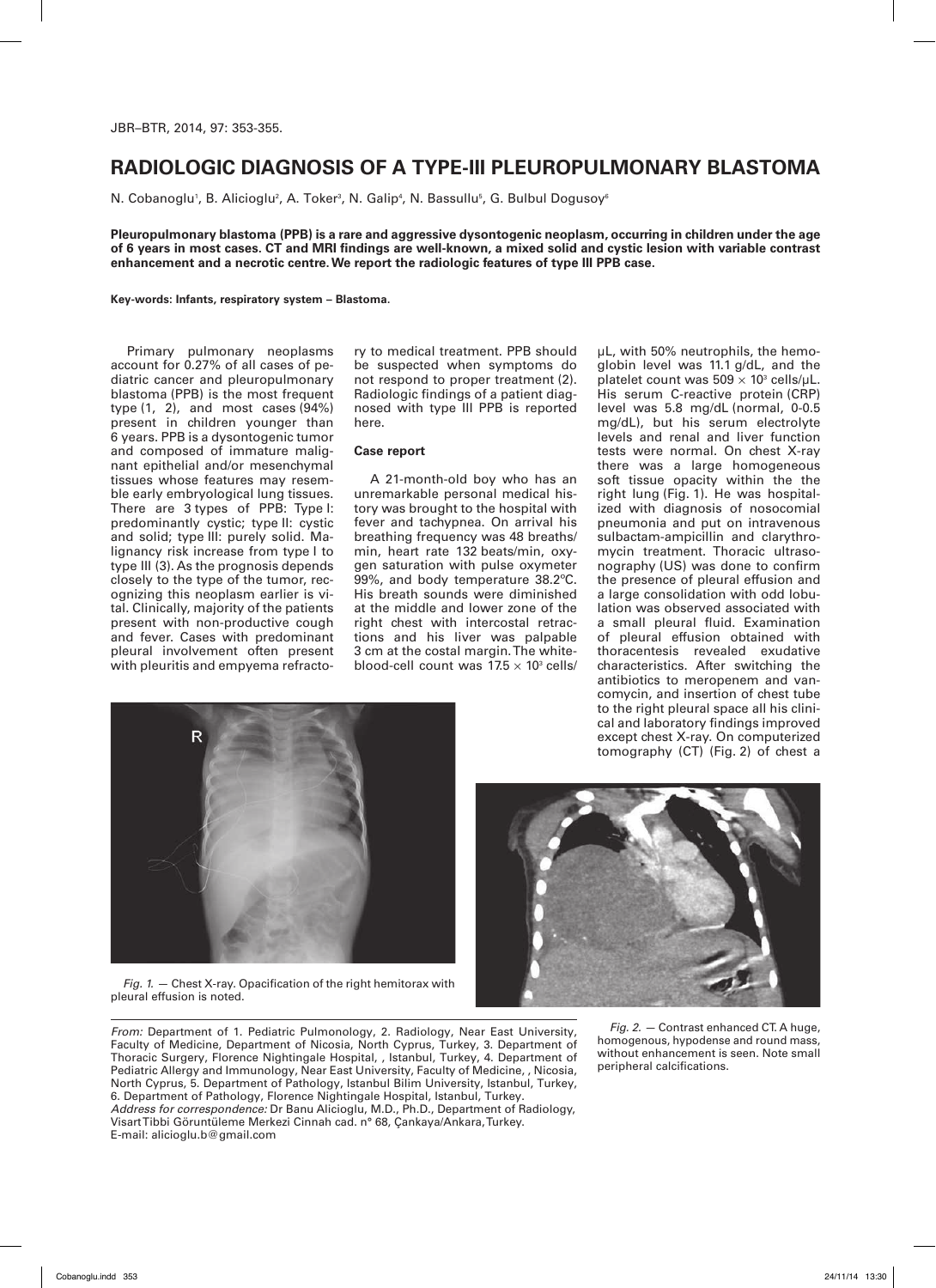# RADIOLOGIC DIAGNOSIS OF A TYPE-III PLEUROPULMONARY BLASTOMA

N. Cobanoglu[1], B. Alicioglu[2], A. Toker[3], N. Galip[4], N. Bassullu[5], G. Bulbul Dogusoy[6]

**Pleuropulmonary blastoma (PPB) is a rare and aggressive dysontogenic neoplasm, occurring in children under the age of 6 years in most cases. CT and MRI findings are well-known, a mixed solid and cystic lesion with variable contrast enhancement and a necrotic centre. We report the radiologic features of type III PPB case.**

**Key-words: Infants, respiratory system – Blastoma.**

Primary pulmonary neoplasms account for 0.27% of all cases of pediatric cancer and pleuropulmonary blastoma (PPB) is the most frequent type (1, 2), and most cases (94%) present in children younger than 6 years. PPB is a dysontogenic tumor and composed of immature malignant epithelial and/or mesenchymal tissues whose features may resemble early embryological lung tissues. There are 3 types of PPB: Type I: predominantly cystic; type II: cystic and solid; type III: purely solid. Malignancy risk increase from type I to type III (3). As the prognosis depends closely to the type of the tumor, recognizing this neoplasm earlier is vital. Clinically, majority of the patients present with non-productive cough and fever. Cases with predominant pleural involvement often present with pleuritis and empyema refractory to medical treatment. PPB should be suspected when symptoms do not respond to proper treatment (2). Radiologic findings of a patient diagnosed with type III PPB is reported here.

## Case report

A 21-month-old boy who has an unremarkable personal medical history was brought to the hospital with fever and tachypnea. On arrival his breathing frequency was 48 breaths/min, heart rate 132 beats/min, oxygen saturation with pulse oxymeter 99%, and body temperature 38.2°C. His breath sounds were diminished at the middle and lower zone of the right chest with intercostal retractions and his liver was palpable 3 cm at the costal margin. The white-blood-cell count was $17.5 \times 10^3$ cells/μL, with 50% neutrophils, the hemoglobin level was 11.1 g/dL, and the platelet count was $509 \times 10^3$ cells/μL. His serum C-reactive protein (CRP) level was 5.8 mg/dL (normal, 0-0.5 mg/dL), but his serum electrolyte levels and renal and liver function tests were normal. On chest X-ray there was a large homogeneous soft tissue opacity within the the right lung (Fig. 1). He was hospitalized with diagnosis of nosocomial pneumonia and put on intravenous sulbactam-ampicillin and clarythromycin treatment. Thoracic ultrasonography (US) was done to confirm the presence of pleural effusion and a large consolidation with odd lobulation was observed associated with a small pleural fluid. Examination of pleural effusion obtained with thoracentesis revealed exudative characteristics. After switching the antibiotics to meropenem and vancomycin, and insertion of chest tube to the right pleural space all his clinical and laboratory findings improved except chest X-ray. On computerized tomography (CT) (Fig. 2) of chest a

*Fig. 1.* — Chest X-ray. Opacification of the right hemitorax with pleural effusion is noted.

*Fig. 2.* — Contrast enhanced CT. A huge, homogenous, hypodense and round mass, without enhancement is seen. Note small peripheral calcifications.

*From:* Department of 1. Pediatric Pulmonology, 2. Radiology, Near East University, Faculty of Medicine, Department of Nicosia, North Cyprus, Turkey, 3. Department of Thoracic Surgery, Florence Nightingale Hospital, , Istanbul, Turkey, 4. Department of Pediatric Allergy and Immunology, Near East University, Faculty of Medicine, , Nicosia, North Cyprus, 5. Department of Pathology, Istanbul Bilim University, Istanbul, Turkey, 6. Department of Pathology, Florence Nightingale Hospital, Istanbul, Turkey.
*Address for correspondence:* Dr Banu Alicioglu, M.D., Ph.D., Department of Radiology, Visart Tibbi Görüntüleme Merkezi Cinnah cad. n° 68, Çankaya/Ankara, Turkey.
E-mail: alicioglu.b@gmail.com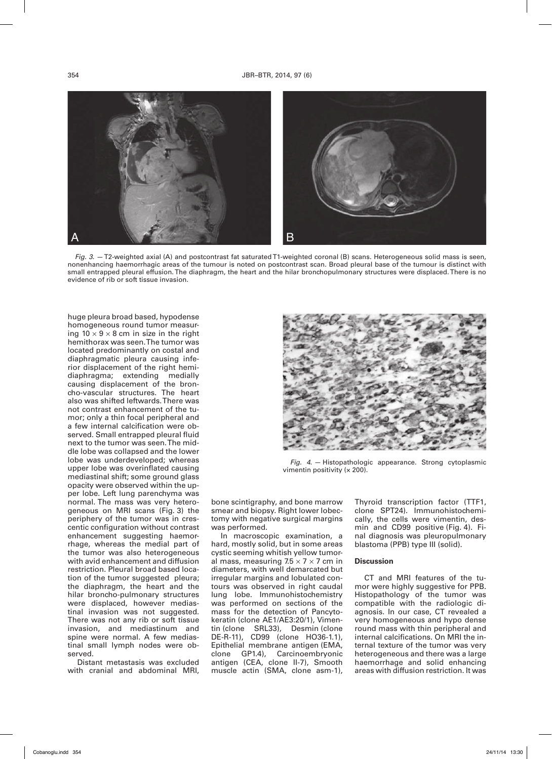*Fig. 3.* — T2-weighted axial (A) and postcontrast fat saturated T1-weighted coronal (B) scans. Heterogeneous solid mass is seen, nonenhancing haemorrhagic areas of the tumour is noted on postcontrast scan. Broad pleural base of the tumour is distinct with small entrapped pleural effusion. The diaphragm, the heart and the hilar bronchopulmonary structures were displaced. There is no evidence of rib or soft tissue invasion.

huge pleura broad based, hypodense homogeneous round tumor measuring $10 \times 9 \times 8$ cm in size in the right hemithorax was seen. The tumor was located predominantly on costal and diaphragmatic pleura causing inferior displacement of the right hemidiaphragma; extending medially causing displacement of the broncho-vascular structures. The heart also was shifted leftwards. There was not contrast enhancement of the tumor; only a thin focal peripheral and a few internal calcification were observed. Small entrapped pleural fluid next to the tumor was seen. The middle lobe was collapsed and the lower lobe was underdeveloped; whereas upper lobe was overinflated causing mediastinal shift; some ground glass opacity were observed within the upper lobe. Left lung parenchyma was normal. The mass was very heterogeneous on MRI scans (Fig. 3) the periphery of the tumor was in crescentic configuration without contrast enhancement suggesting haemorrhage, whereas the medial part of the tumor was also heterogeneous with avid enhancement and diffusion restriction. Pleural broad based location of the tumor suggested pleura; the diaphragm, the heart and the hilar broncho-pulmonary structures were displaced, however mediastinal invasion was not suggested. There was not any rib or soft tissue invasion, and mediastinum and spine were normal. A few mediastinal small lymph nodes were observed.

Distant metastasis was excluded with cranial and abdominal MRI, bone scintigraphy, and bone marrow smear and biopsy. Right lower lobectomy with negative surgical margins was performed.

In macroscopic examination, a hard, mostly solid, but in some areas cystic seeming whitish yellow tumoral mass, measuring $7.5 \times 7 \times 7$ cm in diameters, with well demarcated but irregular margins and lobulated contours was observed in right caudal lung lobe. Immunohistochemistry was performed on sections of the mass for the detection of Pancytokeratin (clone AE1/AE3:20/1), Vimentin (clone SRL33), Desmin (clone DE-R-11), CD99 (clone HO36-1.1), Epithelial membrane antigen (EMA, clone GP1.4), Carcinoembryonic antigen (CEA, clone II-7), Smooth muscle actin (SMA, clone asm-1), Thyroid transcription factor (TTF1, clone SPT24). Immunohistochemically, the cells were vimentin, desmin and CD99 positive (Fig. 4). Final diagnosis was pleuropulmonary blastoma (PPB) type III (solid).

*Fig. 4.* — Histopathologic appearance. Strong cytoplasmic vimentin positivity (× 200).

## Discussion

CT and MRI features of the tumor were highly suggestive for PPB. Histopathology of the tumor was compatible with the radiologic diagnosis. In our case, CT revealed a very homogeneous and hypo dense round mass with thin peripheral and internal calcifications. On MRI the internal texture of the tumor was very heterogeneous and there was a large haemorrhage and solid enhancing areas with diffusion restriction. It was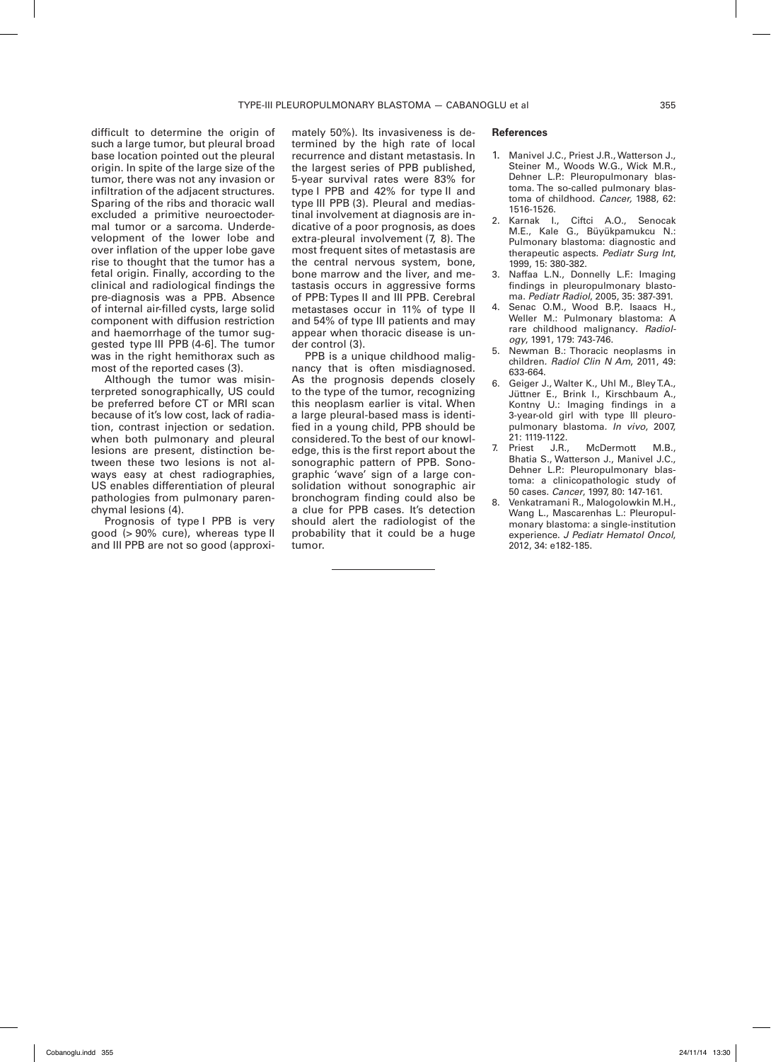difficult to determine the origin of such a large tumor, but pleural broad base location pointed out the pleural origin. In spite of the large size of the tumor, there was not any invasion or infiltration of the adjacent structures. Sparing of the ribs and thoracic wall excluded a primitive neuroectodermal tumor or a sarcoma. Underdevelopment of the lower lobe and over inflation of the upper lobe gave rise to thought that the tumor has a fetal origin. Finally, according to the clinical and radiological findings the pre-diagnosis was a PPB. Absence of internal air-filled cysts, large solid component with diffusion restriction and haemorrhage of the tumor suggested type III PPB (4-6]. The tumor was in the right hemithorax such as most of the reported cases (3).

Although the tumor was misinterpreted sonographically, US could be preferred before CT or MRI scan because of it's low cost, lack of radiation, contrast injection or sedation. when both pulmonary and pleural lesions are present, distinction between these two lesions is not always easy at chest radiographies, US enables differentiation of pleural pathologies from pulmonary parenchymal lesions (4).

Prognosis of type I PPB is very good (> 90% cure), whereas type II and III PPB are not so good (approximately 50%). Its invasiveness is determined by the high rate of local recurrence and distant metastasis. In the largest series of PPB published, 5-year survival rates were 83% for type I PPB and 42% for type II and type III PPB (3). Pleural and mediastinal involvement at diagnosis are indicative of a poor prognosis, as does extra-pleural involvement (7, 8). The most frequent sites of metastasis are the central nervous system, bone, bone marrow and the liver, and metastasis occurs in aggressive forms of PPB: Types II and III PPB. Cerebral metastases occur in 11% of type II and 54% of type III patients and may appear when thoracic disease is under control (3).

PPB is a unique childhood malignancy that is often misdiagnosed. As the prognosis depends closely to the type of the tumor, recognizing this neoplasm earlier is vital. When a large pleural-based mass is identified in a young child, PPB should be considered. To the best of our knowledge, this is the first report about the sonographic pattern of PPB. Sonographic 'wave' sign of a large consolidation without sonographic air bronchogram finding could also be a clue for PPB cases. It's detection should alert the radiologist of the probability that it could be a huge tumor.

## References

1. Manivel J.C., Priest J.R., Watterson J., Steiner M., Woods W.G., Wick M.R., Dehner L.P.: Pleuropulmonary blastoma. The so-called pulmonary blastoma of childhood. *Cancer,* 1988, 62: 1516-1526.
2. Karnak I., Ciftci A.O., Senocak M.E., Kale G., Büyükpamukcu N.: Pulmonary blastoma: diagnostic and therapeutic aspects. *Pediatr Surg Int*, 1999, 15: 380-382.
3. Naffaa L.N., Donnelly L.F.: Imaging findings in pleuropulmonary blastoma. *Pediatr Radiol*, 2005, 35: 387-391.
4. Senac O.M., Wood B.P., Isaacs H., Weller M.: Pulmonary blastoma: A rare childhood malignancy. *Radiology*, 1991, 179: 743-746.
5. Newman B.: Thoracic neoplasms in children. *Radiol Clin N Am*, 2011, 49: 633-664.
6. Geiger J., Walter K., Uhl M., Bley T.A., Jüttner E., Brink I., Kirschbaum A., Kontny U.: Imaging findings in a 3-year-old girl with type III pleuropulmonary blastoma. *In vivo*, 2007, 21: 1119-1122.
7. Priest J.R., McDermott M.B., Bhatia S., Watterson J., Manivel J.C., Dehner L.P.: Pleuropulmonary blastoma: a clinicopathologic study of 50 cases. *Cancer*, 1997, 80: 147-161.
8. Venkatramani R., Malogolowkin M.H., Wang L., Mascarenhas L.: Pleuropulmonary blastoma: a single-institution experience. *J Pediatr Hematol Oncol*, 2012, 34: e182-185.